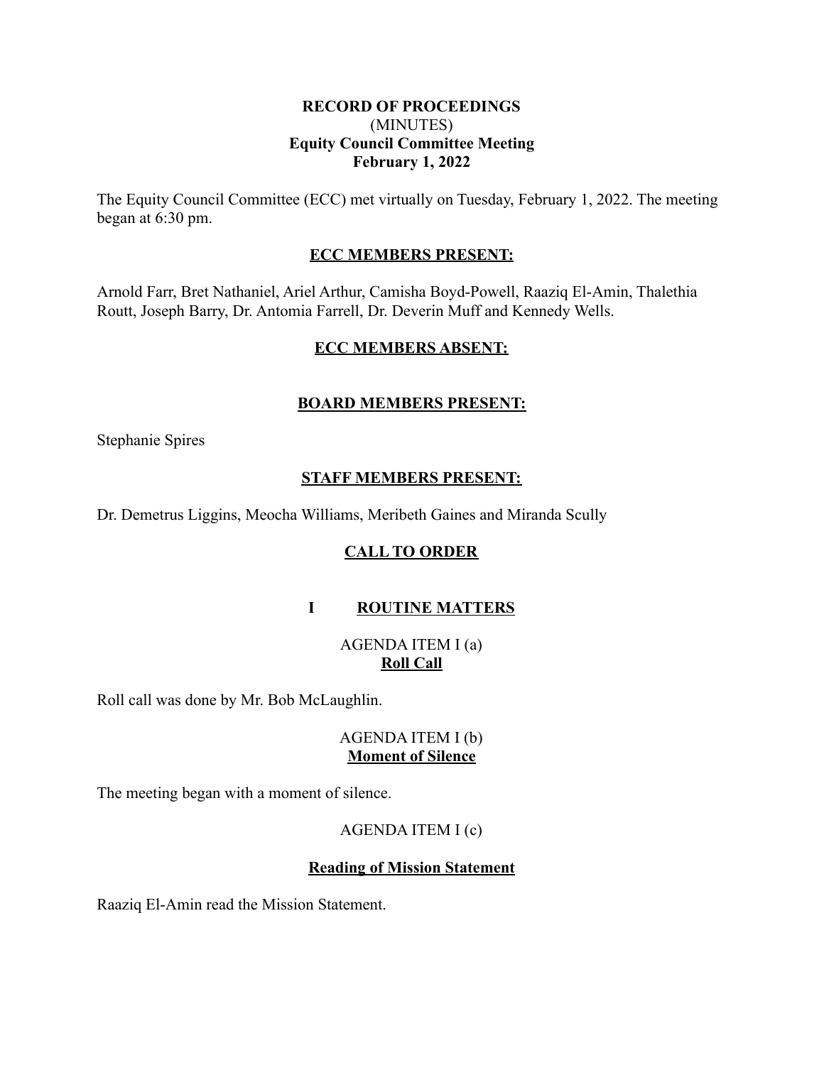**RECORD OF PROCEEDINGS**
(MINUTES)
**Equity Council Committee Meeting**
**February 1, 2022**

The Equity Council Committee (ECC) met virtually on Tuesday, February 1, 2022. The meeting began at 6:30 pm.

**ECC MEMBERS PRESENT:**

Arnold Farr, Bret Nathaniel, Ariel Arthur, Camisha Boyd-Powell, Raaziq El-Amin, Thalethia Routt, Joseph Barry, Dr. Antomia Farrell, Dr. Deverin Muff and Kennedy Wells.

**ECC MEMBERS ABSENT:**

**BOARD MEMBERS PRESENT:**

Stephanie Spires

**STAFF MEMBERS PRESENT:**

Dr. Demetrus Liggins, Meocha Williams, Meribeth Gaines and Miranda Scully

**CALL TO ORDER**

**I ROUTINE MATTERS**

AGENDA ITEM I (a)
**Roll Call**

Roll call was done by Mr. Bob McLaughlin.

AGENDA ITEM I (b)
**Moment of Silence**

The meeting began with a moment of silence.

AGENDA ITEM I (c)

**Reading of Mission Statement**

Raaziq El-Amin read the Mission Statement.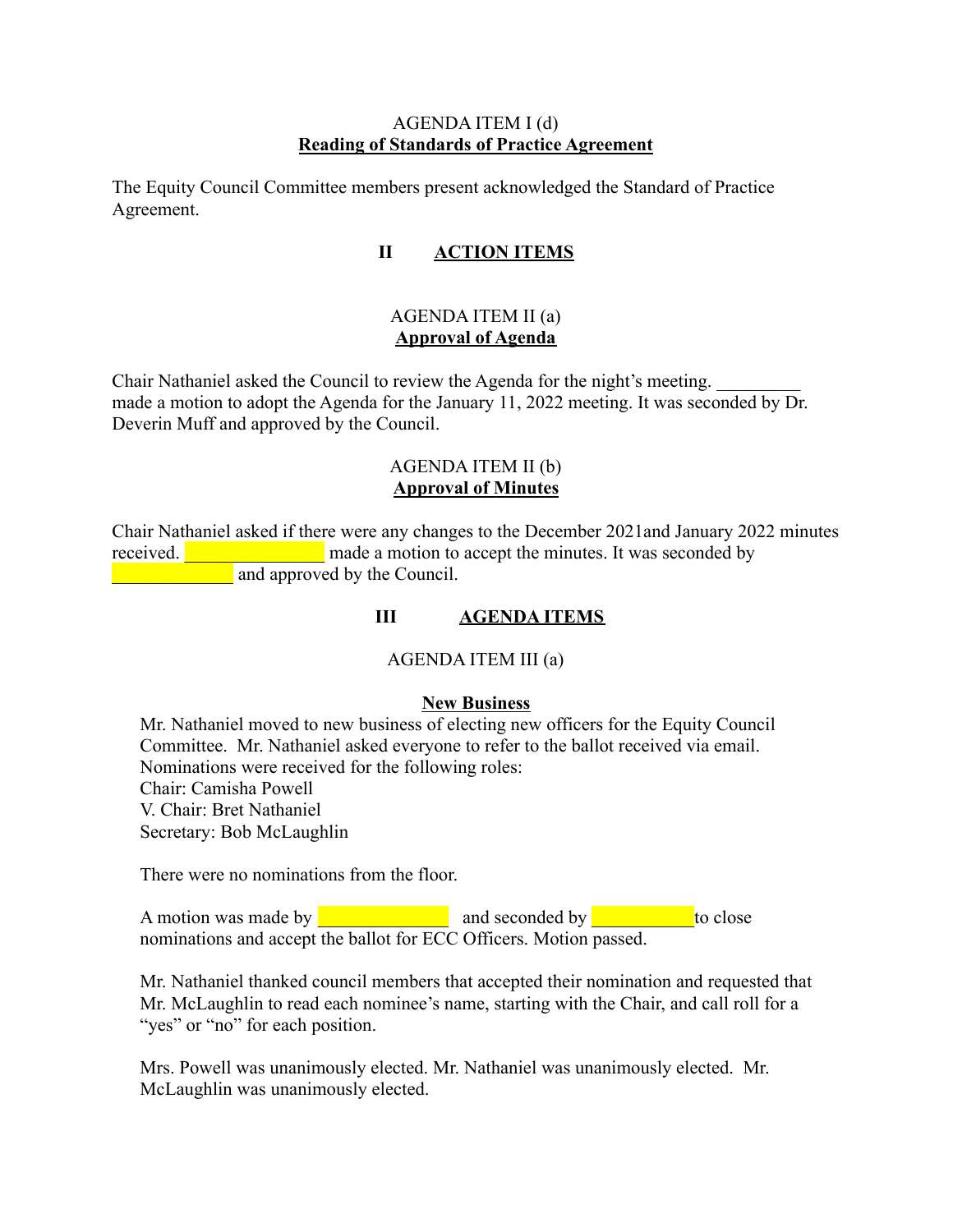AGENDA ITEM I (d)
**Reading of Standards of Practice Agreement**

The Equity Council Committee members present acknowledged the Standard of Practice Agreement.

## II ACTION ITEMS

AGENDA ITEM II (a)
**Approval of Agenda**

Chair Nathaniel asked the Council to review the Agenda for the night's meeting. _________ made a motion to adopt the Agenda for the January 11, 2022 meeting. It was seconded by Dr. Deverin Muff and approved by the Council.

AGENDA ITEM II (b)
**Approval of Minutes**

Chair Nathaniel asked if there were any changes to the December 2021and January 2022 minutes received. _______________ made a motion to accept the minutes. It was seconded by _____________ and approved by the Council.

## III AGENDA ITEMS

AGENDA ITEM III (a)

**New Business**

Mr. Nathaniel moved to new business of electing new officers for the Equity Council Committee. Mr. Nathaniel asked everyone to refer to the ballot received via email. Nominations were received for the following roles:
Chair: Camisha Powell
V. Chair: Bret Nathaniel
Secretary: Bob McLaughlin

There were no nominations from the floor.

A motion was made by ______________ and seconded by ___________ to close nominations and accept the ballot for ECC Officers. Motion passed.

Mr. Nathaniel thanked council members that accepted their nomination and requested that Mr. McLaughlin to read each nominee's name, starting with the Chair, and call roll for a "yes" or "no" for each position.

Mrs. Powell was unanimously elected. Mr. Nathaniel was unanimously elected. Mr. McLaughlin was unanimously elected.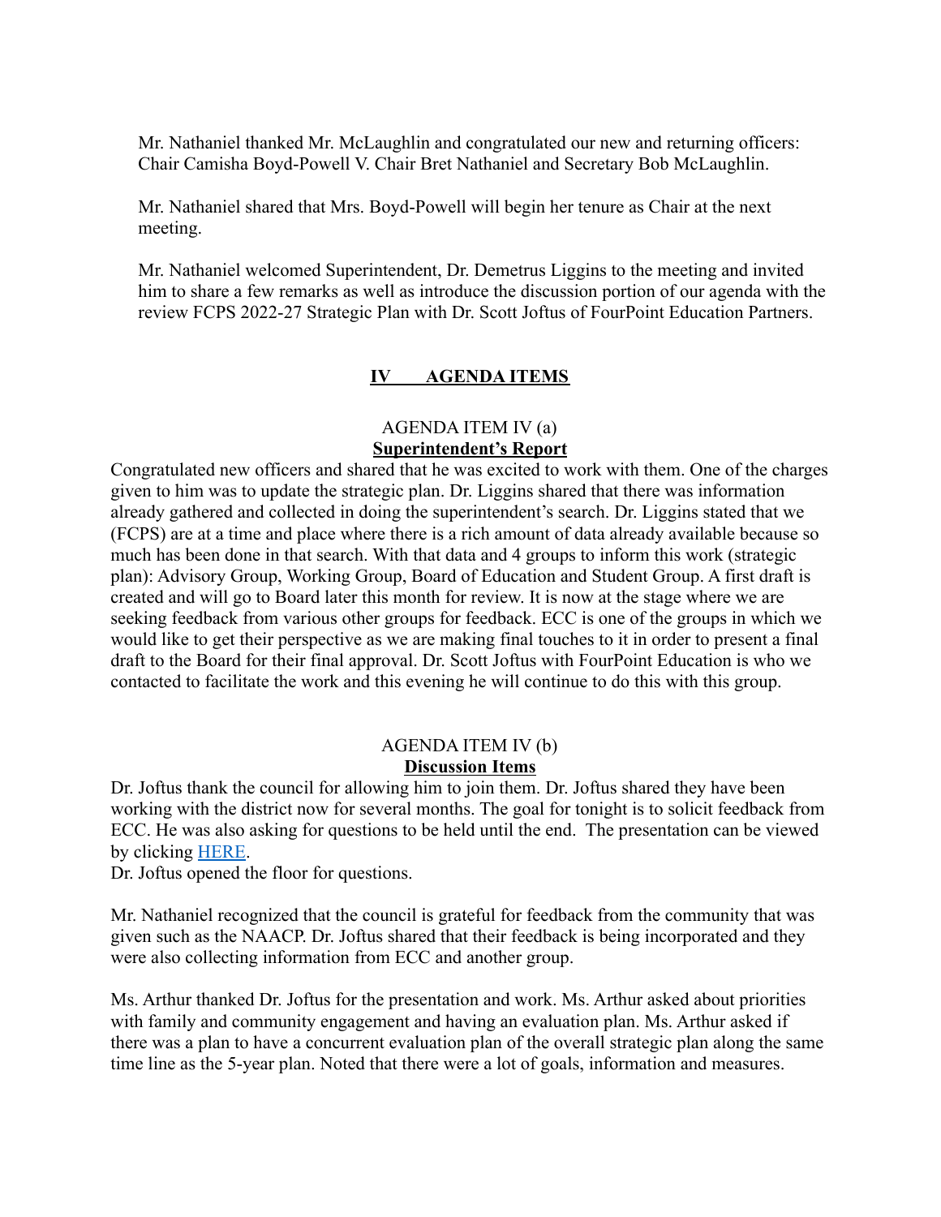Mr. Nathaniel thanked Mr. McLaughlin and congratulated our new and returning officers: Chair Camisha Boyd-Powell V. Chair Bret Nathaniel and Secretary Bob McLaughlin.

Mr. Nathaniel shared that Mrs. Boyd-Powell will begin her tenure as Chair at the next meeting.

Mr. Nathaniel welcomed Superintendent, Dr. Demetrus Liggins to the meeting and invited him to share a few remarks as well as introduce the discussion portion of our agenda with the review FCPS 2022-27 Strategic Plan with Dr. Scott Joftus of FourPoint Education Partners.

## IV AGENDA ITEMS

### AGENDA ITEM IV (a)
**Superintendent's Report**

Congratulated new officers and shared that he was excited to work with them. One of the charges given to him was to update the strategic plan. Dr. Liggins shared that there was information already gathered and collected in doing the superintendent's search. Dr. Liggins stated that we (FCPS) are at a time and place where there is a rich amount of data already available because so much has been done in that search. With that data and 4 groups to inform this work (strategic plan): Advisory Group, Working Group, Board of Education and Student Group. A first draft is created and will go to Board later this month for review. It is now at the stage where we are seeking feedback from various other groups for feedback. ECC is one of the groups in which we would like to get their perspective as we are making final touches to it in order to present a final draft to the Board for their final approval. Dr. Scott Joftus with FourPoint Education is who we contacted to facilitate the work and this evening he will continue to do this with this group.

### AGENDA ITEM IV (b)
**Discussion Items**

Dr. Joftus thank the council for allowing him to join them. Dr. Joftus shared they have been working with the district now for several months. The goal for tonight is to solicit feedback from ECC. He was also asking for questions to be held until the end. The presentation can be viewed by clicking HERE.
Dr. Joftus opened the floor for questions.

Mr. Nathaniel recognized that the council is grateful for feedback from the community that was given such as the NAACP. Dr. Joftus shared that their feedback is being incorporated and they were also collecting information from ECC and another group.

Ms. Arthur thanked Dr. Joftus for the presentation and work. Ms. Arthur asked about priorities with family and community engagement and having an evaluation plan. Ms. Arthur asked if there was a plan to have a concurrent evaluation plan of the overall strategic plan along the same time line as the 5-year plan. Noted that there were a lot of goals, information and measures.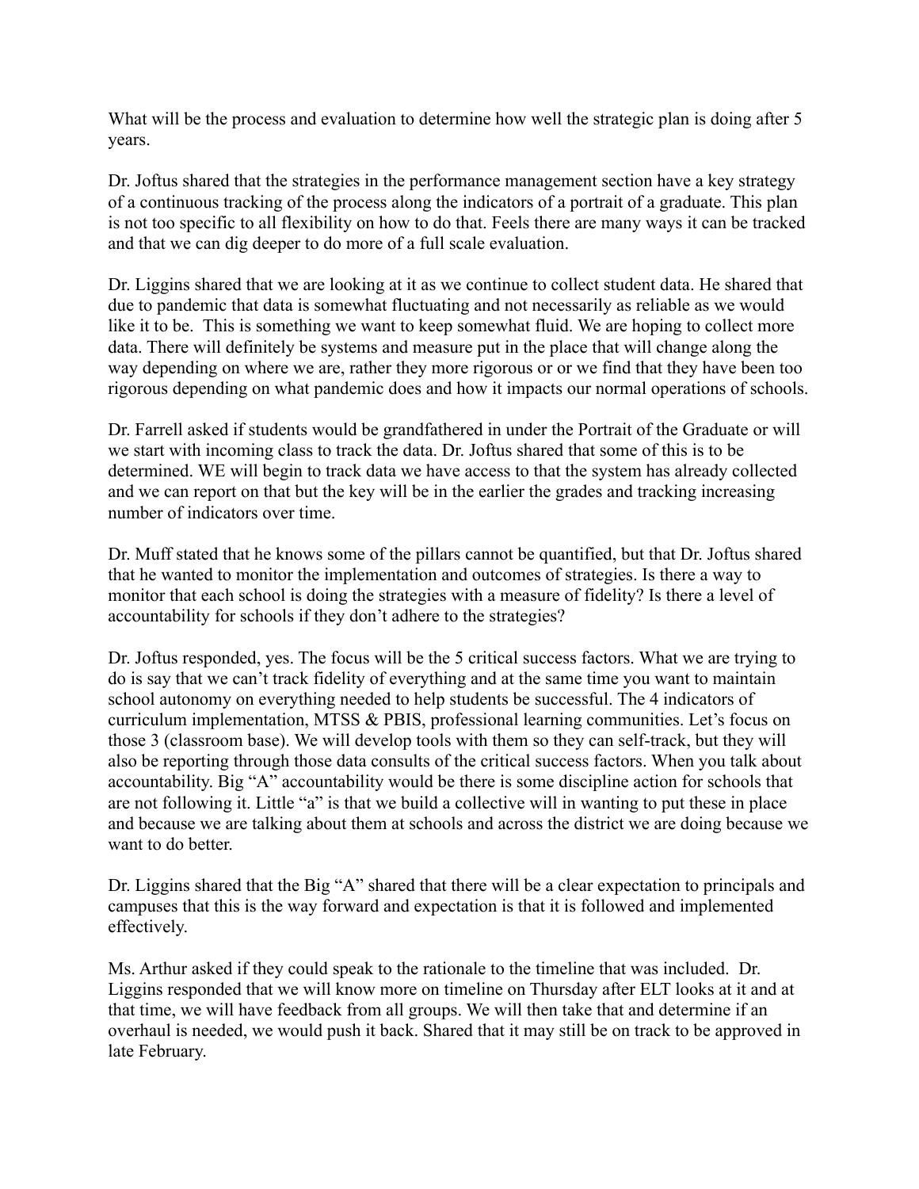What will be the process and evaluation to determine how well the strategic plan is doing after 5 years.

Dr. Joftus shared that the strategies in the performance management section have a key strategy of a continuous tracking of the process along the indicators of a portrait of a graduate. This plan is not too specific to all flexibility on how to do that. Feels there are many ways it can be tracked and that we can dig deeper to do more of a full scale evaluation.

Dr. Liggins shared that we are looking at it as we continue to collect student data. He shared that due to pandemic that data is somewhat fluctuating and not necessarily as reliable as we would like it to be. This is something we want to keep somewhat fluid. We are hoping to collect more data. There will definitely be systems and measure put in the place that will change along the way depending on where we are, rather they more rigorous or or we find that they have been too rigorous depending on what pandemic does and how it impacts our normal operations of schools.

Dr. Farrell asked if students would be grandfathered in under the Portrait of the Graduate or will we start with incoming class to track the data. Dr. Joftus shared that some of this is to be determined. WE will begin to track data we have access to that the system has already collected and we can report on that but the key will be in the earlier the grades and tracking increasing number of indicators over time.

Dr. Muff stated that he knows some of the pillars cannot be quantified, but that Dr. Joftus shared that he wanted to monitor the implementation and outcomes of strategies. Is there a way to monitor that each school is doing the strategies with a measure of fidelity? Is there a level of accountability for schools if they don't adhere to the strategies?

Dr. Joftus responded, yes. The focus will be the 5 critical success factors. What we are trying to do is say that we can't track fidelity of everything and at the same time you want to maintain school autonomy on everything needed to help students be successful. The 4 indicators of curriculum implementation, MTSS & PBIS, professional learning communities. Let's focus on those 3 (classroom base). We will develop tools with them so they can self-track, but they will also be reporting through those data consults of the critical success factors. When you talk about accountability. Big "A" accountability would be there is some discipline action for schools that are not following it. Little "a" is that we build a collective will in wanting to put these in place and because we are talking about them at schools and across the district we are doing because we want to do better.

Dr. Liggins shared that the Big "A" shared that there will be a clear expectation to principals and campuses that this is the way forward and expectation is that it is followed and implemented effectively.

Ms. Arthur asked if they could speak to the rationale to the timeline that was included. Dr. Liggins responded that we will know more on timeline on Thursday after ELT looks at it and at that time, we will have feedback from all groups. We will then take that and determine if an overhaul is needed, we would push it back. Shared that it may still be on track to be approved in late February.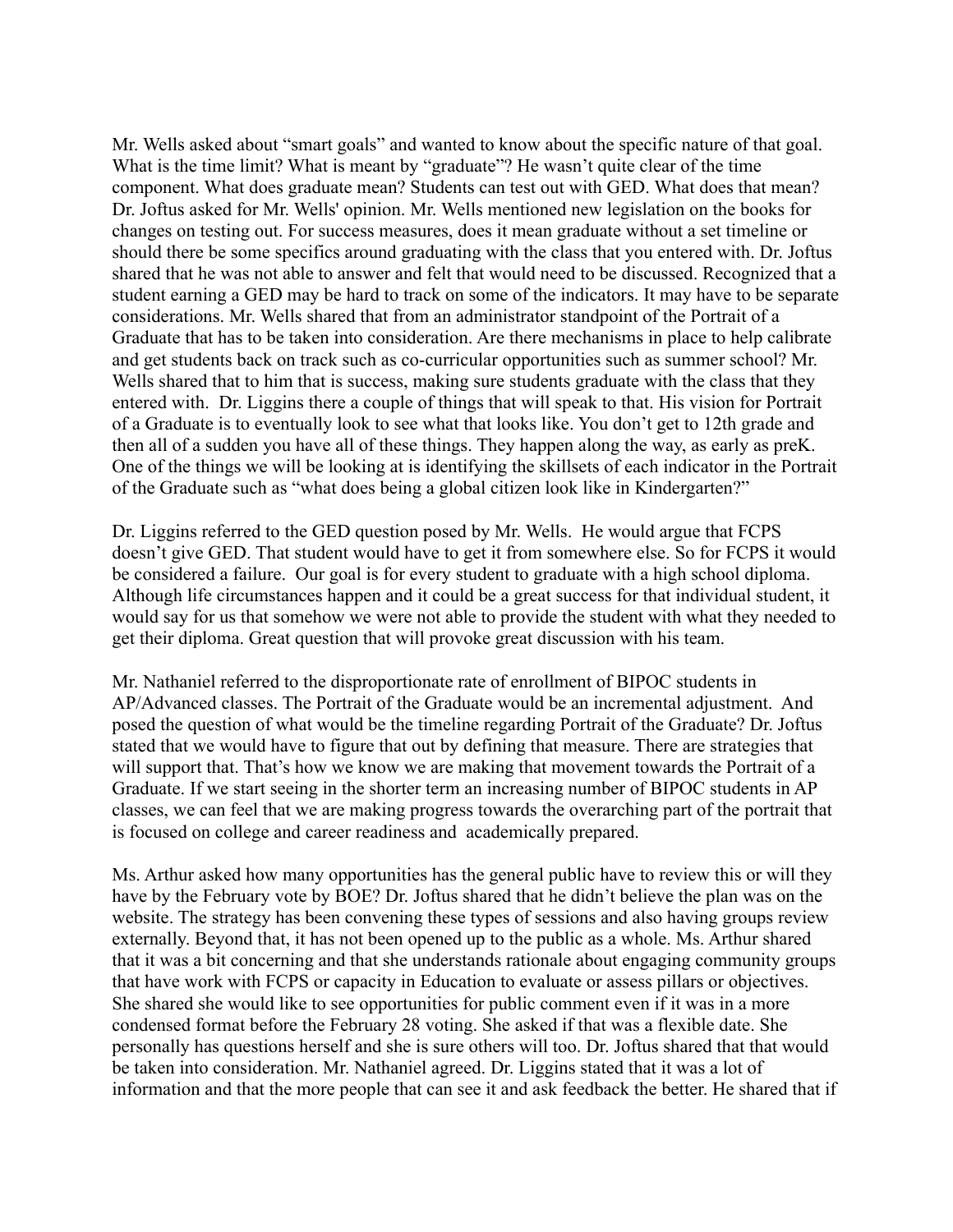Mr. Wells asked about "smart goals" and wanted to know about the specific nature of that goal. What is the time limit? What is meant by "graduate"? He wasn't quite clear of the time component. What does graduate mean? Students can test out with GED. What does that mean? Dr. Joftus asked for Mr. Wells' opinion. Mr. Wells mentioned new legislation on the books for changes on testing out. For success measures, does it mean graduate without a set timeline or should there be some specifics around graduating with the class that you entered with. Dr. Joftus shared that he was not able to answer and felt that would need to be discussed. Recognized that a student earning a GED may be hard to track on some of the indicators. It may have to be separate considerations. Mr. Wells shared that from an administrator standpoint of the Portrait of a Graduate that has to be taken into consideration. Are there mechanisms in place to help calibrate and get students back on track such as co-curricular opportunities such as summer school? Mr. Wells shared that to him that is success, making sure students graduate with the class that they entered with. Dr. Liggins there a couple of things that will speak to that. His vision for Portrait of a Graduate is to eventually look to see what that looks like. You don't get to 12th grade and then all of a sudden you have all of these things. They happen along the way, as early as preK. One of the things we will be looking at is identifying the skillsets of each indicator in the Portrait of the Graduate such as "what does being a global citizen look like in Kindergarten?"

Dr. Liggins referred to the GED question posed by Mr. Wells. He would argue that FCPS doesn't give GED. That student would have to get it from somewhere else. So for FCPS it would be considered a failure. Our goal is for every student to graduate with a high school diploma. Although life circumstances happen and it could be a great success for that individual student, it would say for us that somehow we were not able to provide the student with what they needed to get their diploma. Great question that will provoke great discussion with his team.

Mr. Nathaniel referred to the disproportionate rate of enrollment of BIPOC students in AP/Advanced classes. The Portrait of the Graduate would be an incremental adjustment. And posed the question of what would be the timeline regarding Portrait of the Graduate? Dr. Joftus stated that we would have to figure that out by defining that measure. There are strategies that will support that. That's how we know we are making that movement towards the Portrait of a Graduate. If we start seeing in the shorter term an increasing number of BIPOC students in AP classes, we can feel that we are making progress towards the overarching part of the portrait that is focused on college and career readiness and academically prepared.

Ms. Arthur asked how many opportunities has the general public have to review this or will they have by the February vote by BOE? Dr. Joftus shared that he didn't believe the plan was on the website. The strategy has been convening these types of sessions and also having groups review externally. Beyond that, it has not been opened up to the public as a whole. Ms. Arthur shared that it was a bit concerning and that she understands rationale about engaging community groups that have work with FCPS or capacity in Education to evaluate or assess pillars or objectives. She shared she would like to see opportunities for public comment even if it was in a more condensed format before the February 28 voting. She asked if that was a flexible date. She personally has questions herself and she is sure others will too. Dr. Joftus shared that that would be taken into consideration. Mr. Nathaniel agreed. Dr. Liggins stated that it was a lot of information and that the more people that can see it and ask feedback the better. He shared that if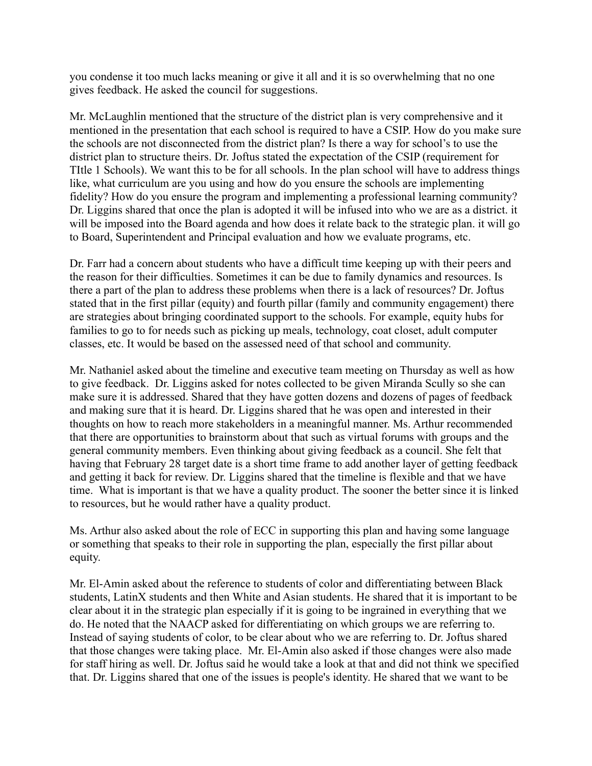you condense it too much lacks meaning or give it all and it is so overwhelming that no one gives feedback. He asked the council for suggestions.

Mr. McLaughlin mentioned that the structure of the district plan is very comprehensive and it mentioned in the presentation that each school is required to have a CSIP. How do you make sure the schools are not disconnected from the district plan? Is there a way for school's to use the district plan to structure theirs. Dr. Joftus stated the expectation of the CSIP (requirement for TItle 1 Schools). We want this to be for all schools. In the plan school will have to address things like, what curriculum are you using and how do you ensure the schools are implementing fidelity? How do you ensure the program and implementing a professional learning community? Dr. Liggins shared that once the plan is adopted it will be infused into who we are as a district. it will be imposed into the Board agenda and how does it relate back to the strategic plan. it will go to Board, Superintendent and Principal evaluation and how we evaluate programs, etc.

Dr. Farr had a concern about students who have a difficult time keeping up with their peers and the reason for their difficulties. Sometimes it can be due to family dynamics and resources. Is there a part of the plan to address these problems when there is a lack of resources? Dr. Joftus stated that in the first pillar (equity) and fourth pillar (family and community engagement) there are strategies about bringing coordinated support to the schools. For example, equity hubs for families to go to for needs such as picking up meals, technology, coat closet, adult computer classes, etc. It would be based on the assessed need of that school and community.

Mr. Nathaniel asked about the timeline and executive team meeting on Thursday as well as how to give feedback. Dr. Liggins asked for notes collected to be given Miranda Scully so she can make sure it is addressed. Shared that they have gotten dozens and dozens of pages of feedback and making sure that it is heard. Dr. Liggins shared that he was open and interested in their thoughts on how to reach more stakeholders in a meaningful manner. Ms. Arthur recommended that there are opportunities to brainstorm about that such as virtual forums with groups and the general community members. Even thinking about giving feedback as a council. She felt that having that February 28 target date is a short time frame to add another layer of getting feedback and getting it back for review. Dr. Liggins shared that the timeline is flexible and that we have time. What is important is that we have a quality product. The sooner the better since it is linked to resources, but he would rather have a quality product.

Ms. Arthur also asked about the role of ECC in supporting this plan and having some language or something that speaks to their role in supporting the plan, especially the first pillar about equity.

Mr. El-Amin asked about the reference to students of color and differentiating between Black students, LatinX students and then White and Asian students. He shared that it is important to be clear about it in the strategic plan especially if it is going to be ingrained in everything that we do. He noted that the NAACP asked for differentiating on which groups we are referring to. Instead of saying students of color, to be clear about who we are referring to. Dr. Joftus shared that those changes were taking place. Mr. El-Amin also asked if those changes were also made for staff hiring as well. Dr. Joftus said he would take a look at that and did not think we specified that. Dr. Liggins shared that one of the issues is people's identity. He shared that we want to be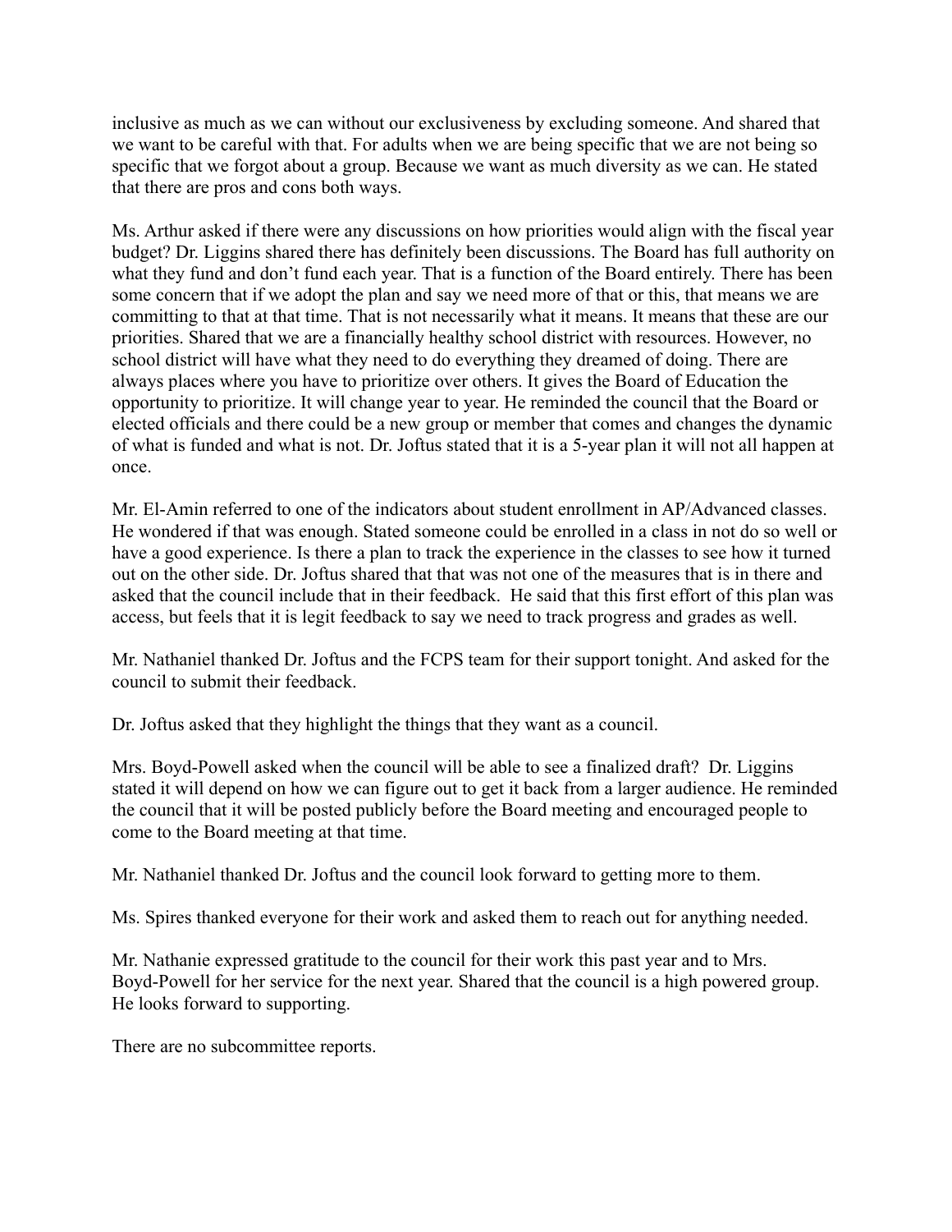inclusive as much as we can without our exclusiveness by excluding someone. And shared that we want to be careful with that. For adults when we are being specific that we are not being so specific that we forgot about a group. Because we want as much diversity as we can. He stated that there are pros and cons both ways.

Ms. Arthur asked if there were any discussions on how priorities would align with the fiscal year budget? Dr. Liggins shared there has definitely been discussions. The Board has full authority on what they fund and don't fund each year. That is a function of the Board entirely. There has been some concern that if we adopt the plan and say we need more of that or this, that means we are committing to that at that time. That is not necessarily what it means. It means that these are our priorities. Shared that we are a financially healthy school district with resources. However, no school district will have what they need to do everything they dreamed of doing. There are always places where you have to prioritize over others. It gives the Board of Education the opportunity to prioritize. It will change year to year. He reminded the council that the Board or elected officials and there could be a new group or member that comes and changes the dynamic of what is funded and what is not. Dr. Joftus stated that it is a 5-year plan it will not all happen at once.

Mr. El-Amin referred to one of the indicators about student enrollment in AP/Advanced classes. He wondered if that was enough. Stated someone could be enrolled in a class in not do so well or have a good experience. Is there a plan to track the experience in the classes to see how it turned out on the other side. Dr. Joftus shared that that was not one of the measures that is in there and asked that the council include that in their feedback. He said that this first effort of this plan was access, but feels that it is legit feedback to say we need to track progress and grades as well.

Mr. Nathaniel thanked Dr. Joftus and the FCPS team for their support tonight. And asked for the council to submit their feedback.

Dr. Joftus asked that they highlight the things that they want as a council.

Mrs. Boyd-Powell asked when the council will be able to see a finalized draft? Dr. Liggins stated it will depend on how we can figure out to get it back from a larger audience. He reminded the council that it will be posted publicly before the Board meeting and encouraged people to come to the Board meeting at that time.

Mr. Nathaniel thanked Dr. Joftus and the council look forward to getting more to them.

Ms. Spires thanked everyone for their work and asked them to reach out for anything needed.

Mr. Nathanie expressed gratitude to the council for their work this past year and to Mrs. Boyd-Powell for her service for the next year. Shared that the council is a high powered group. He looks forward to supporting.

There are no subcommittee reports.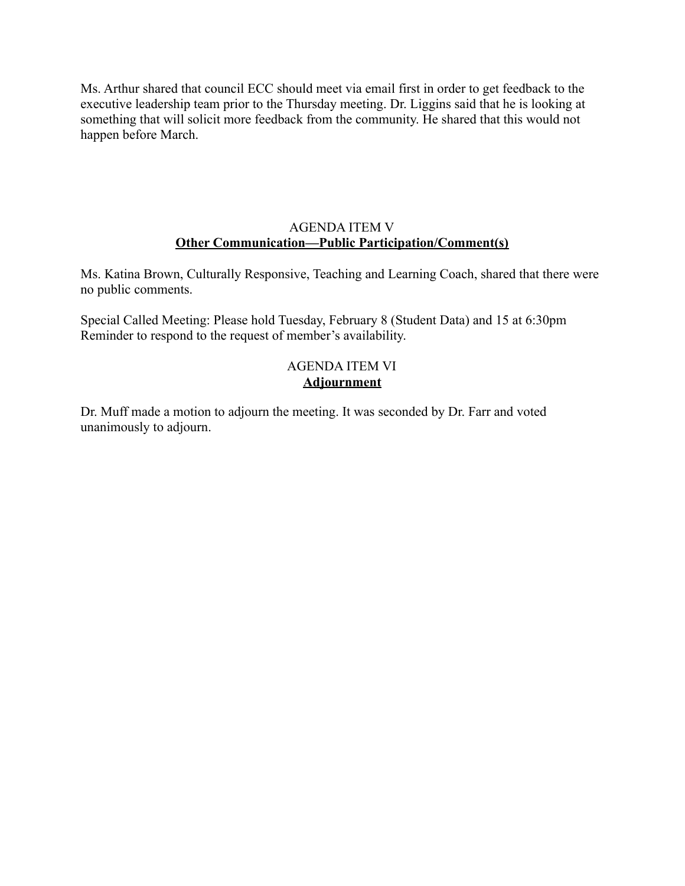Ms. Arthur shared that council ECC should meet via email first in order to get feedback to the executive leadership team prior to the Thursday meeting. Dr. Liggins said that he is looking at something that will solicit more feedback from the community. He shared that this would not happen before March.

## AGENDA ITEM V
## Other Communication—Public Participation/Comment(s)

Ms. Katina Brown, Culturally Responsive, Teaching and Learning Coach, shared that there were no public comments.

Special Called Meeting: Please hold Tuesday, February 8 (Student Data) and 15 at 6:30pm
Reminder to respond to the request of member's availability.

## AGENDA ITEM VI
## Adjournment

Dr. Muff made a motion to adjourn the meeting. It was seconded by Dr. Farr and voted unanimously to adjourn.